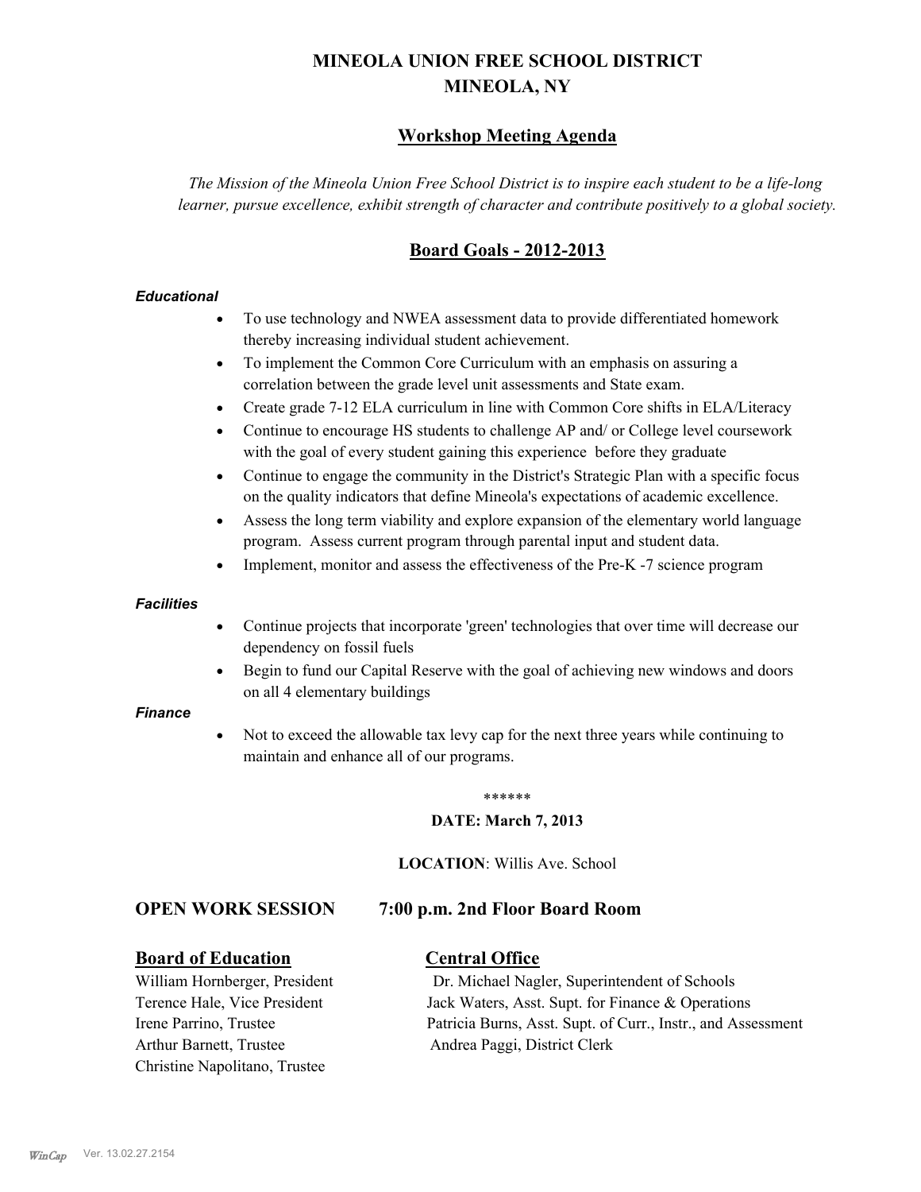# MINEOLA UNION FREE SCHOOL DISTRICT
# MINEOLA, NY

## Workshop Meeting Agenda

*The Mission of the Mineola Union Free School District is to inspire each student to be a life-long learner, pursue excellence, exhibit strength of character and contribute positively to a global society.*

## Board Goals - 2012-2013

***Educational***

- To use technology and NWEA assessment data to provide differentiated homework thereby increasing individual student achievement.
- To implement the Common Core Curriculum with an emphasis on assuring a correlation between the grade level unit assessments and State exam.
- Create grade 7-12 ELA curriculum in line with Common Core shifts in ELA/Literacy
- Continue to encourage HS students to challenge AP and/ or College level coursework with the goal of every student gaining this experience before they graduate
- Continue to engage the community in the District's Strategic Plan with a specific focus on the quality indicators that define Mineola's expectations of academic excellence.
- Assess the long term viability and explore expansion of the elementary world language program. Assess current program through parental input and student data.
- Implement, monitor and assess the effectiveness of the Pre-K -7 science program

***Facilities***

- Continue projects that incorporate 'green' technologies that over time will decrease our dependency on fossil fuels
- Begin to fund our Capital Reserve with the goal of achieving new windows and doors on all 4 elementary buildings

***Finance***

- Not to exceed the allowable tax levy cap for the next three years while continuing to maintain and enhance all of our programs.

******

**DATE: March 7, 2013**

**LOCATION**: Willis Ave. School

### OPEN WORK SESSION 7:00 p.m. 2nd Floor Board Room

**Board of Education**

William Hornberger, President
Terence Hale, Vice President
Irene Parrino, Trustee
Arthur Barnett, Trustee
Christine Napolitano, Trustee

**Central Office**

Dr. Michael Nagler, Superintendent of Schools
Jack Waters, Asst. Supt. for Finance & Operations
Patricia Burns, Asst. Supt. of Curr., Instr., and Assessment
Andrea Paggi, District Clerk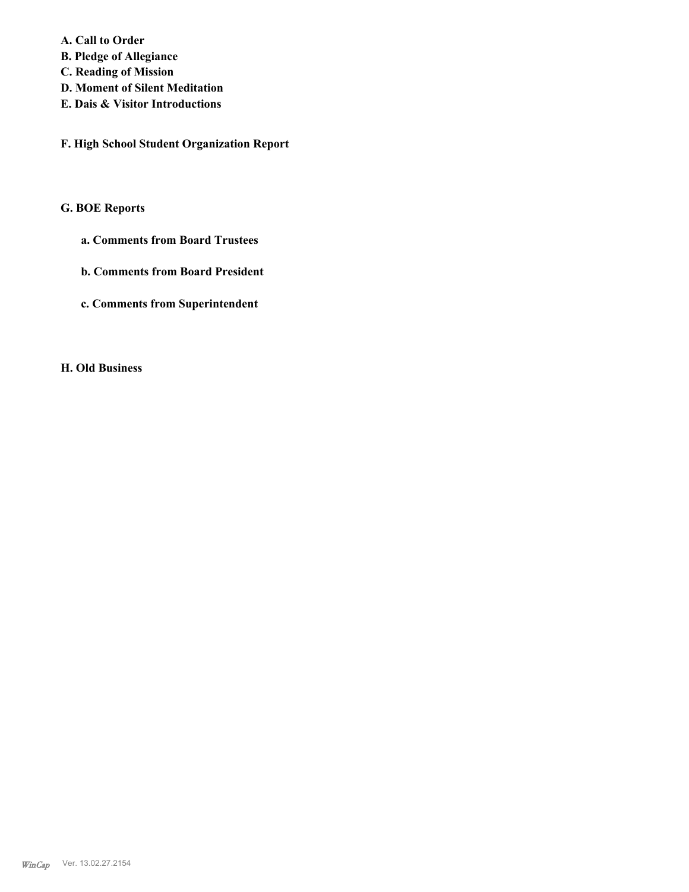**A. Call to Order**
**B. Pledge of Allegiance**
**C. Reading of Mission**
**D. Moment of Silent Meditation**
**E. Dais & Visitor Introductions**

**F. High School Student Organization Report**

**G. BOE Reports**

**a. Comments from Board Trustees**

**b. Comments from Board President**

**c. Comments from Superintendent**

**H. Old Business**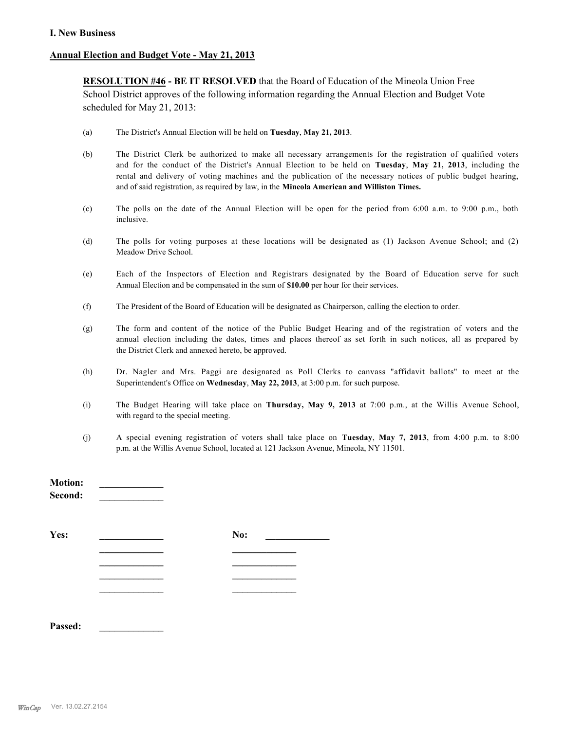## I. New Business

### Annual Election and Budget Vote - May 21, 2013

**RESOLUTION #46 - BE IT RESOLVED** that the Board of Education of the Mineola Union Free School District approves of the following information regarding the Annual Election and Budget Vote scheduled for May 21, 2013:

(a) The District's Annual Election will be held on **Tuesday**, **May 21, 2013**.

(b) The District Clerk be authorized to make all necessary arrangements for the registration of qualified voters and for the conduct of the District's Annual Election to be held on **Tuesday**, **May 21, 2013**, including the rental and delivery of voting machines and the publication of the necessary notices of public budget hearing, and of said registration, as required by law, in the **Mineola American and Williston Times.**

(c) The polls on the date of the Annual Election will be open for the period from 6:00 a.m. to 9:00 p.m., both inclusive.

(d) The polls for voting purposes at these locations will be designated as (1) Jackson Avenue School; and (2) Meadow Drive School.

(e) Each of the Inspectors of Election and Registrars designated by the Board of Education serve for such Annual Election and be compensated in the sum of **$10.00** per hour for their services.

(f) The President of the Board of Education will be designated as Chairperson, calling the election to order.

(g) The form and content of the notice of the Public Budget Hearing and of the registration of voters and the annual election including the dates, times and places thereof as set forth in such notices, all as prepared by the District Clerk and annexed hereto, be approved.

(h) Dr. Nagler and Mrs. Paggi are designated as Poll Clerks to canvass "affidavit ballots" to meet at the Superintendent's Office on **Wednesday**, **May 22, 2013**, at 3:00 p.m. for such purpose.

(i) The Budget Hearing will take place on **Thursday, May 9, 2013** at 7:00 p.m., at the Willis Avenue School, with regard to the special meeting.

(j) A special evening registration of voters shall take place on **Tuesday**, **May 7, 2013**, from 4:00 p.m. to 8:00 p.m. at the Willis Avenue School, located at 121 Jackson Avenue, Mineola, NY 11501.

**Motion:** _____________
**Second:** _____________

**Yes:** _____________ **No:** _____________
_____________ _____________
_____________ _____________
_____________ _____________
_____________ _____________

**Passed:** _____________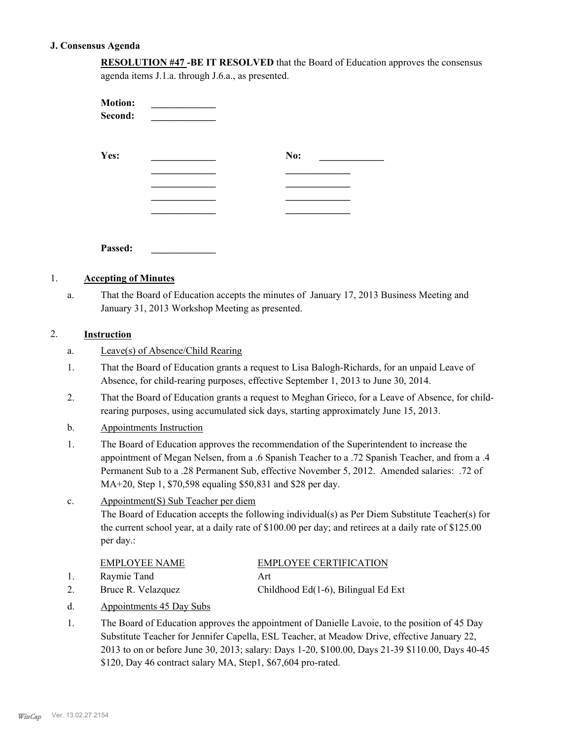## J. Consensus Agenda

**RESOLUTION #47 -BE IT RESOLVED** that the Board of Education approves the consensus agenda items J.1.a. through J.6.a., as presented.

**Motion:** _____________
**Second:** _____________

| **Yes:** | _____________ | **No:** | _____________ |
|---|---|---|---|
| | _____________ | | _____________ |
| | _____________ | | _____________ |
| | _____________ | | _____________ |
| | _____________ | | _____________ |

**Passed:** _____________

### 1. Accepting of Minutes

a. That the Board of Education accepts the minutes of January 17, 2013 Business Meeting and January 31, 2013 Workshop Meeting as presented.

### 2. Instruction

a. Leave(s) of Absence/Child Rearing

1. That the Board of Education grants a request to Lisa Balogh-Richards, for an unpaid Leave of Absence, for child-rearing purposes, effective September 1, 2013 to June 30, 2014.
2. That the Board of Education grants a request to Meghan Grieco, for a Leave of Absence, for child-rearing purposes, using accumulated sick days, starting approximately June 15, 2013.

b. Appointments Instruction

1. The Board of Education approves the recommendation of the Superintendent to increase the appointment of Megan Nelsen, from a .6 Spanish Teacher to a .72 Spanish Teacher, and from a .4 Permanent Sub to a .28 Permanent Sub, effective November 5, 2012. Amended salaries: .72 of MA+20, Step 1, $70,598 equaling $50,831 and $28 per day.

c. Appointment(S) Sub Teacher per diem

The Board of Education accepts the following individual(s) as Per Diem Substitute Teacher(s) for the current school year, at a daily rate of $100.00 per day; and retirees at a daily rate of $125.00 per day.:

| | EMPLOYEE NAME | EMPLOYEE CERTIFICATION |
|---|---|---|
| 1. | Raymie Tand | Art |
| 2. | Bruce R. Velazquez | Childhood Ed(1-6), Bilingual Ed Ext |

d. Appointments 45 Day Subs

1. The Board of Education approves the appointment of Danielle Lavoie, to the position of 45 Day Substitute Teacher for Jennifer Capella, ESL Teacher, at Meadow Drive, effective January 22, 2013 to on or before June 30, 2013; salary: Days 1-20, $100.00, Days 21-39 $110.00, Days 40-45 $120, Day 46 contract salary MA, Step1, $67,604 pro-rated.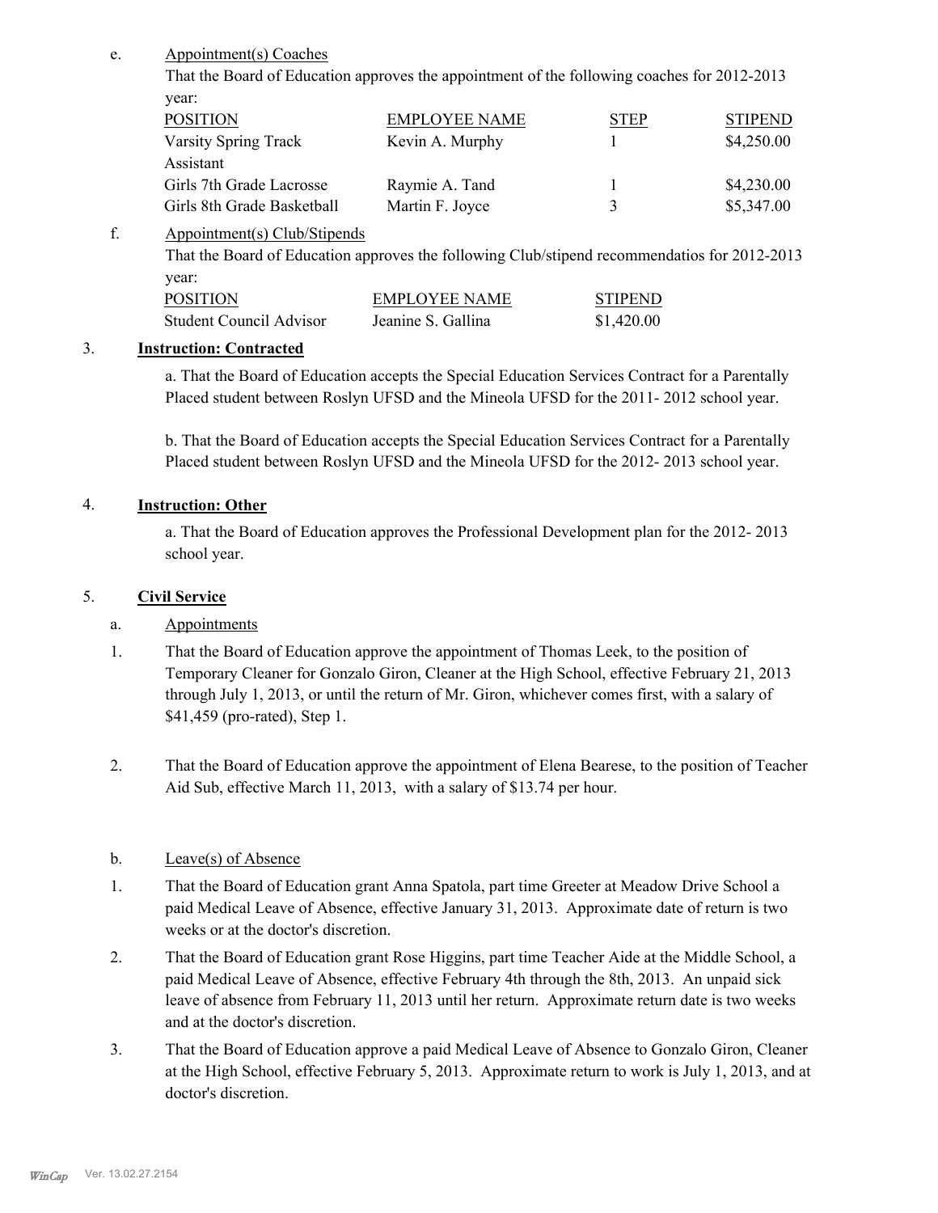e. Appointment(s) Coaches

That the Board of Education approves the appointment of the following coaches for 2012-2013 year:

| POSITION | EMPLOYEE NAME | STEP | STIPEND |
|---|---|---|---|
| Varsity Spring Track Assistant | Kevin A. Murphy | 1 | $4,250.00 |
| Girls 7th Grade Lacrosse | Raymie A. Tand | 1 | $4,230.00 |
| Girls 8th Grade Basketball | Martin F. Joyce | 3 | $5,347.00 |

f. Appointment(s) Club/Stipends

That the Board of Education approves the following Club/stipend recommendatios for 2012-2013 year:

| POSITION | EMPLOYEE NAME | STIPEND |
|---|---|---|
| Student Council Advisor | Jeanine S. Gallina | $1,420.00 |

3. **Instruction: Contracted**

a. That the Board of Education accepts the Special Education Services Contract for a Parentally Placed student between Roslyn UFSD and the Mineola UFSD for the 2011- 2012 school year.

b. That the Board of Education accepts the Special Education Services Contract for a Parentally Placed student between Roslyn UFSD and the Mineola UFSD for the 2012- 2013 school year.

4. **Instruction: Other**

a. That the Board of Education approves the Professional Development plan for the 2012- 2013 school year.

5. **Civil Service**

a. Appointments

1. That the Board of Education approve the appointment of Thomas Leek, to the position of Temporary Cleaner for Gonzalo Giron, Cleaner at the High School, effective February 21, 2013 through July 1, 2013, or until the return of Mr. Giron, whichever comes first, with a salary of $41,459 (pro-rated), Step 1.

2. That the Board of Education approve the appointment of Elena Bearese, to the position of Teacher Aid Sub, effective March 11, 2013, with a salary of $13.74 per hour.

b. Leave(s) of Absence

1. That the Board of Education grant Anna Spatola, part time Greeter at Meadow Drive School a paid Medical Leave of Absence, effective January 31, 2013. Approximate date of return is two weeks or at the doctor's discretion.

2. That the Board of Education grant Rose Higgins, part time Teacher Aide at the Middle School, a paid Medical Leave of Absence, effective February 4th through the 8th, 2013. An unpaid sick leave of absence from February 11, 2013 until her return. Approximate return date is two weeks and at the doctor's discretion.

3. That the Board of Education approve a paid Medical Leave of Absence to Gonzalo Giron, Cleaner at the High School, effective February 5, 2013. Approximate return to work is July 1, 2013, and at doctor's discretion.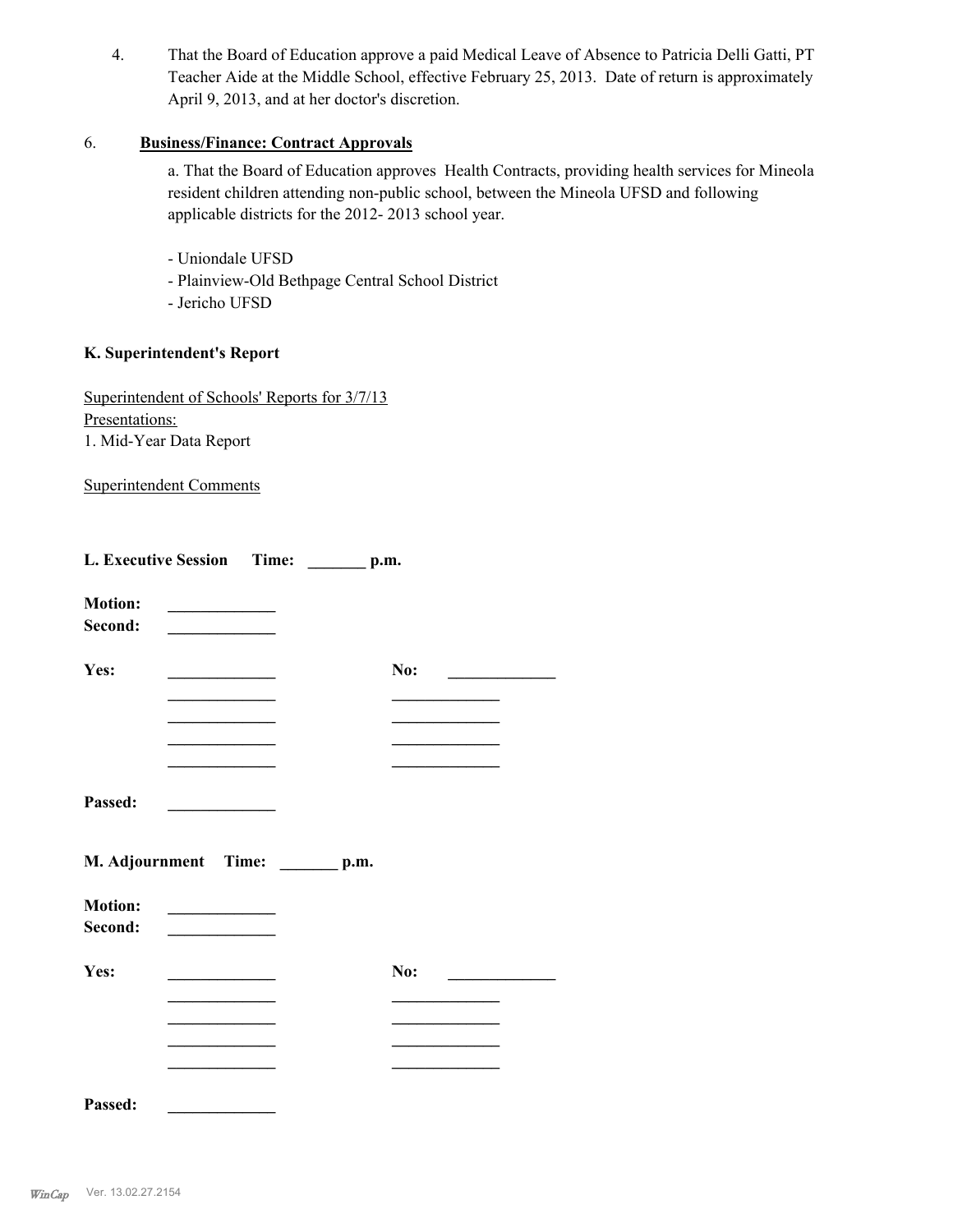4. That the Board of Education approve a paid Medical Leave of Absence to Patricia Delli Gatti, PT Teacher Aide at the Middle School, effective February 25, 2013. Date of return is approximately April 9, 2013, and at her doctor's discretion.

6. **Business/Finance: Contract Approvals**

a. That the Board of Education approves Health Contracts, providing health services for Mineola resident children attending non-public school, between the Mineola UFSD and following applicable districts for the 2012- 2013 school year.

- Uniondale UFSD
- Plainview-Old Bethpage Central School District
- Jericho UFSD

**K. Superintendent's Report**

Superintendent of Schools' Reports for 3/7/13
Presentations:
1. Mid-Year Data Report

Superintendent Comments

**L. Executive Session Time: _______ p.m.**

**Motion:** _____________
**Second:** _____________

**Yes:** _____________ **No:** _____________
_____________ _____________
_____________ _____________
_____________ _____________
_____________ _____________

**Passed:** _____________

**M. Adjournment Time: _______ p.m.**

**Motion:** _____________
**Second:** _____________

**Yes:** _____________ **No:** _____________
_____________ _____________
_____________ _____________
_____________ _____________
_____________ _____________

**Passed:** _____________